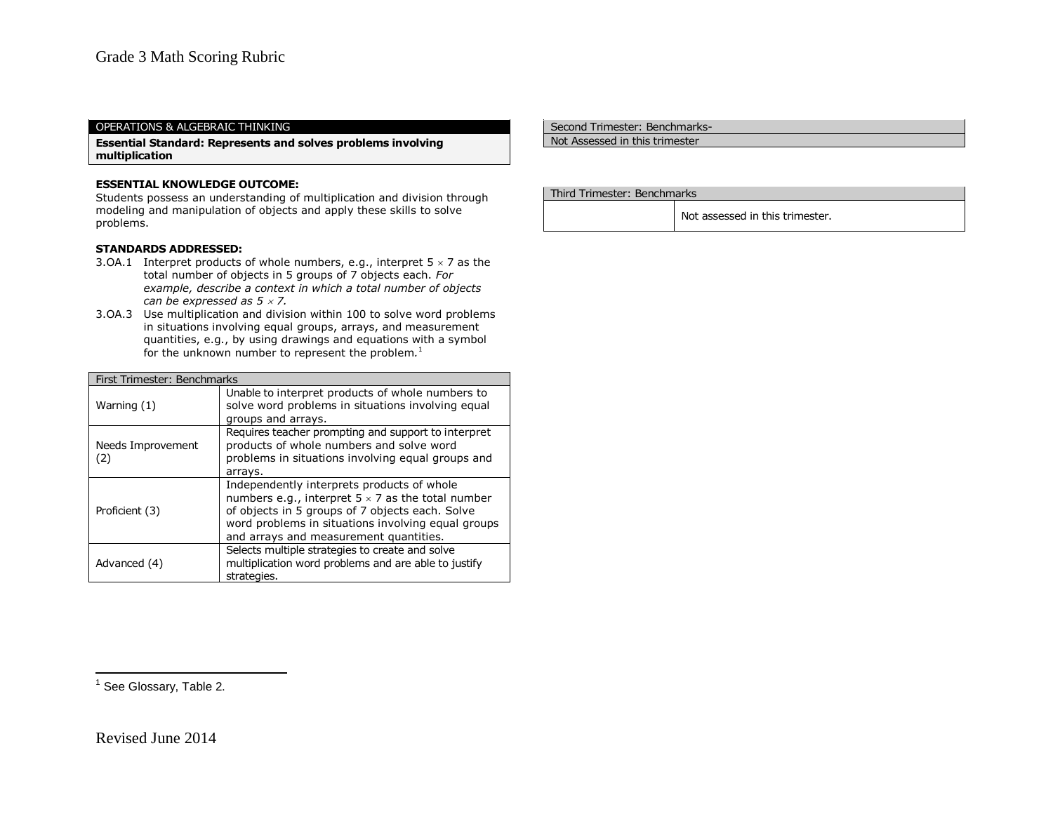Grade 3 Math Scoring Rubric

## OPERATIONS & ALGEBRAIC THINKING

**Essential Standard: Represents and solves problems involving multiplication**

**ESSENTIAL KNOWLEDGE OUTCOME:**

Students possess an understanding of multiplication and division through modeling and manipulation of objects and apply these skills to solve problems.

**STANDARDS ADDRESSED:**

3.OA.1 Interpret products of whole numbers, e.g., interpret $5 \times 7$ as the total number of objects in 5 groups of 7 objects each. *For example, describe a context in which a total number of objects can be expressed as $5 \times 7$.*

3.OA.3 Use multiplication and division within 100 to solve word problems in situations involving equal groups, arrays, and measurement quantities, e.g., by using drawings and equations with a symbol for the unknown number to represent the problem.[1]

| First Trimester: Benchmarks | |
|---|---|
| Warning (1) | Unable to interpret products of whole numbers to solve word problems in situations involving equal groups and arrays. |
| Needs Improvement (2) | Requires teacher prompting and support to interpret products of whole numbers and solve word problems in situations involving equal groups and arrays. |
| Proficient (3) | Independently interprets products of whole numbers e.g., interpret $5 \times 7$ as the total number of objects in 5 groups of 7 objects each. Solve word problems in situations involving equal groups and arrays and measurement quantities. |
| Advanced (4) | Selects multiple strategies to create and solve multiplication word problems and are able to justify strategies. |

| Second Trimester: Benchmarks- |
|---|
| Not Assessed in this trimester |

| Third Trimester: Benchmarks | |
|---|---|
| | Not assessed in this trimester. |

[1] See Glossary, Table 2.

Revised June 2014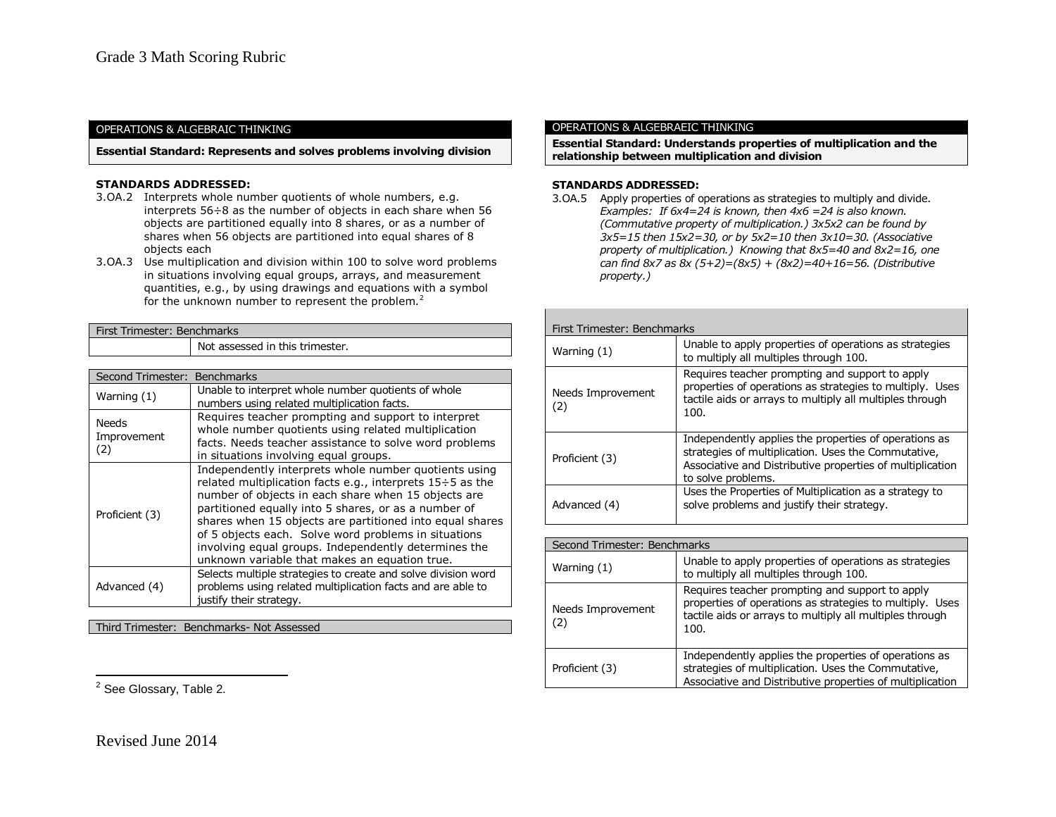OPERATIONS & ALGEBRAIC THINKING

**Essential Standard: Represents and solves problems involving division**

**STANDARDS ADDRESSED:**

3.OA.2 Interprets whole number quotients of whole numbers, e.g. interprets 56÷8 as the number of objects in each share when 56 objects are partitioned equally into 8 shares, or as a number of shares when 56 objects are partitioned into equal shares of 8 objects each

3.OA.3 Use multiplication and division within 100 to solve word problems in situations involving equal groups, arrays, and measurement quantities, e.g., by using drawings and equations with a symbol for the unknown number to represent the problem.[2]

| First Trimester: Benchmarks | |
|---|---|
| | Not assessed in this trimester. |

| Second Trimester: Benchmarks | |
|---|---|
| Warning (1) | Unable to interpret whole number quotients of whole numbers using related multiplication facts. |
| Needs Improvement (2) | Requires teacher prompting and support to interpret whole number quotients using related multiplication facts. Needs teacher assistance to solve word problems in situations involving equal groups. |
| Proficient (3) | Independently interprets whole number quotients using related multiplication facts e.g., interprets 15÷5 as the number of objects in each share when 15 objects are partitioned equally into 5 shares, or as a number of shares when 15 objects are partitioned into equal shares of 5 objects each. Solve word problems in situations involving equal groups. Independently determines the unknown variable that makes an equation true. |
| Advanced (4) | Selects multiple strategies to create and solve division word problems using related multiplication facts and are able to justify their strategy. |

Third Trimester: Benchmarks- Not Assessed

[2] See Glossary, Table 2.

OPERATIONS & ALGEBRAEIC THINKING

**Essential Standard: Understands properties of multiplication and the relationship between multiplication and division**

**STANDARDS ADDRESSED:**

3.OA.5 Apply properties of operations as strategies to multiply and divide. *Examples: If 6x4=24 is known, then 4x6 =24 is also known. (Commutative property of multiplication.) 3x5x2 can be found by 3x5=15 then 15x2=30, or by 5x2=10 then 3x10=30. (Associative property of multiplication.) Knowing that 8x5=40 and 8x2=16, one can find 8x7 as 8x (5+2)=(8x5) + (8x2)=40+16=56. (Distributive property.)*

| First Trimester: Benchmarks | |
|---|---|
| Warning (1) | Unable to apply properties of operations as strategies to multiply all multiples through 100. |
| Needs Improvement (2) | Requires teacher prompting and support to apply properties of operations as strategies to multiply. Uses tactile aids or arrays to multiply all multiples through 100. |
| Proficient (3) | Independently applies the properties of operations as strategies of multiplication. Uses the Commutative, Associative and Distributive properties of multiplication to solve problems. |
| Advanced (4) | Uses the Properties of Multiplication as a strategy to solve problems and justify their strategy. |

| Second Trimester: Benchmarks | |
|---|---|
| Warning (1) | Unable to apply properties of operations as strategies to multiply all multiples through 100. |
| Needs Improvement (2) | Requires teacher prompting and support to apply properties of operations as strategies to multiply. Uses tactile aids or arrays to multiply all multiples through 100. |
| Proficient (3) | Independently applies the properties of operations as strategies of multiplication. Uses the Commutative, Associative and Distributive properties of multiplication |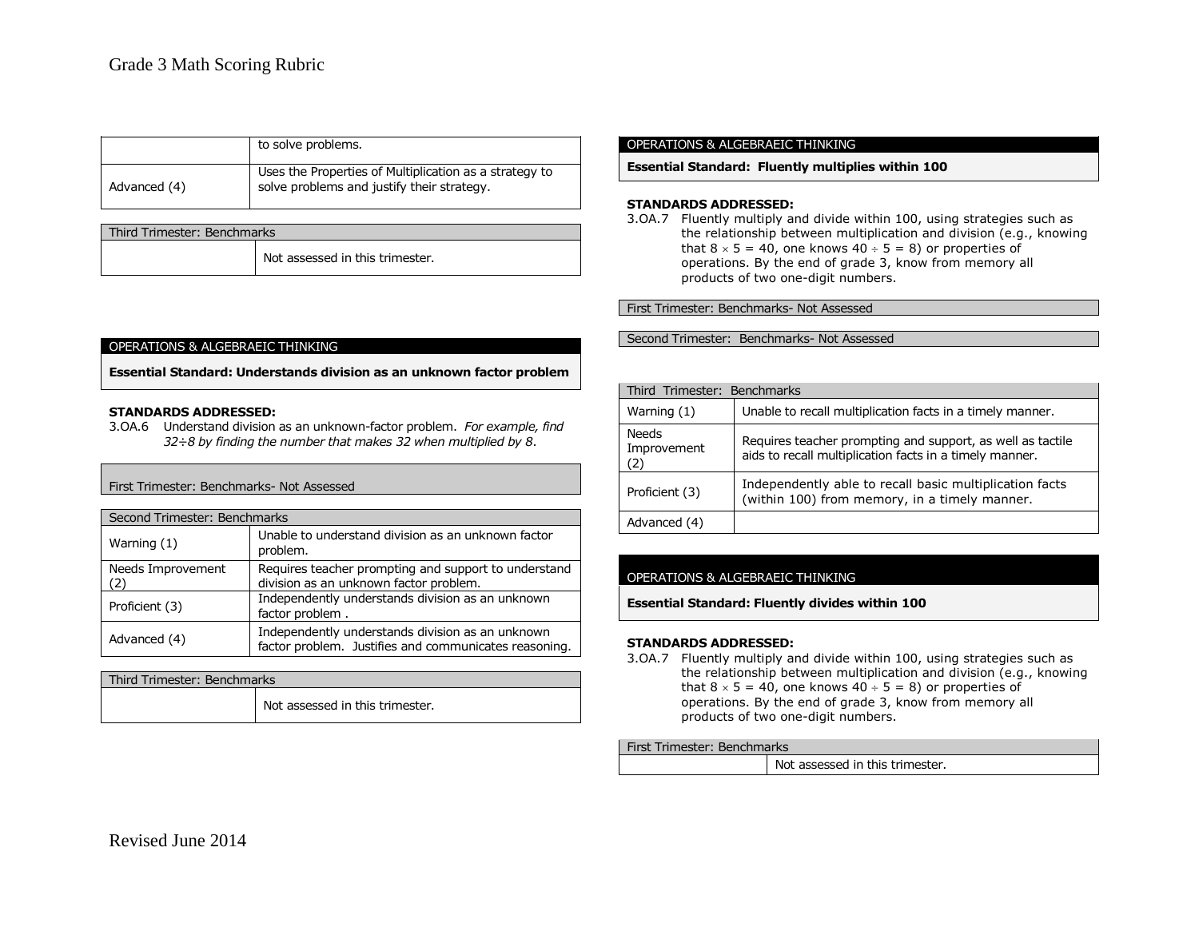| | to solve problems. |
|---|---|
| Advanced (4) | Uses the Properties of Multiplication as a strategy to solve problems and justify their strategy. |

| Third Trimester: Benchmarks | |
|---|---|
| | Not assessed in this trimester. |

## OPERATIONS & ALGEBRAEIC THINKING

**Essential Standard: Understands division as an unknown factor problem**

**STANDARDS ADDRESSED:**

3.OA.6 Understand division as an unknown-factor problem. *For example, find 32÷8 by finding the number that makes 32 when multiplied by 8*.

First Trimester: Benchmarks- Not Assessed

| Second Trimester: Benchmarks | |
|---|---|
| Warning (1) | Unable to understand division as an unknown factor problem. |
| Needs Improvement (2) | Requires teacher prompting and support to understand division as an unknown factor problem. |
| Proficient (3) | Independently understands division as an unknown factor problem . |
| Advanced (4) | Independently understands division as an unknown factor problem. Justifies and communicates reasoning. |

| Third Trimester: Benchmarks | |
|---|---|
| | Not assessed in this trimester. |

## OPERATIONS & ALGEBRAEIC THINKING

**Essential Standard: Fluently multiplies within 100**

**STANDARDS ADDRESSED:**

3.OA.7 Fluently multiply and divide within 100, using strategies such as the relationship between multiplication and division (e.g., knowing that 8 × 5 = 40, one knows 40 ÷ 5 = 8) or properties of operations. By the end of grade 3, know from memory all products of two one-digit numbers.

First Trimester: Benchmarks- Not Assessed

Second Trimester: Benchmarks- Not Assessed

| Third Trimester: Benchmarks | |
|---|---|
| Warning (1) | Unable to recall multiplication facts in a timely manner. |
| Needs Improvement (2) | Requires teacher prompting and support, as well as tactile aids to recall multiplication facts in a timely manner. |
| Proficient (3) | Independently able to recall basic multiplication facts (within 100) from memory, in a timely manner. |
| Advanced (4) | |

## OPERATIONS & ALGEBRAEIC THINKING

**Essential Standard: Fluently divides within 100**

**STANDARDS ADDRESSED:**

3.OA.7 Fluently multiply and divide within 100, using strategies such as the relationship between multiplication and division (e.g., knowing that 8 × 5 = 40, one knows 40 ÷ 5 = 8) or properties of operations. By the end of grade 3, know from memory all products of two one-digit numbers.

| First Trimester: Benchmarks | |
|---|---|
| | Not assessed in this trimester. |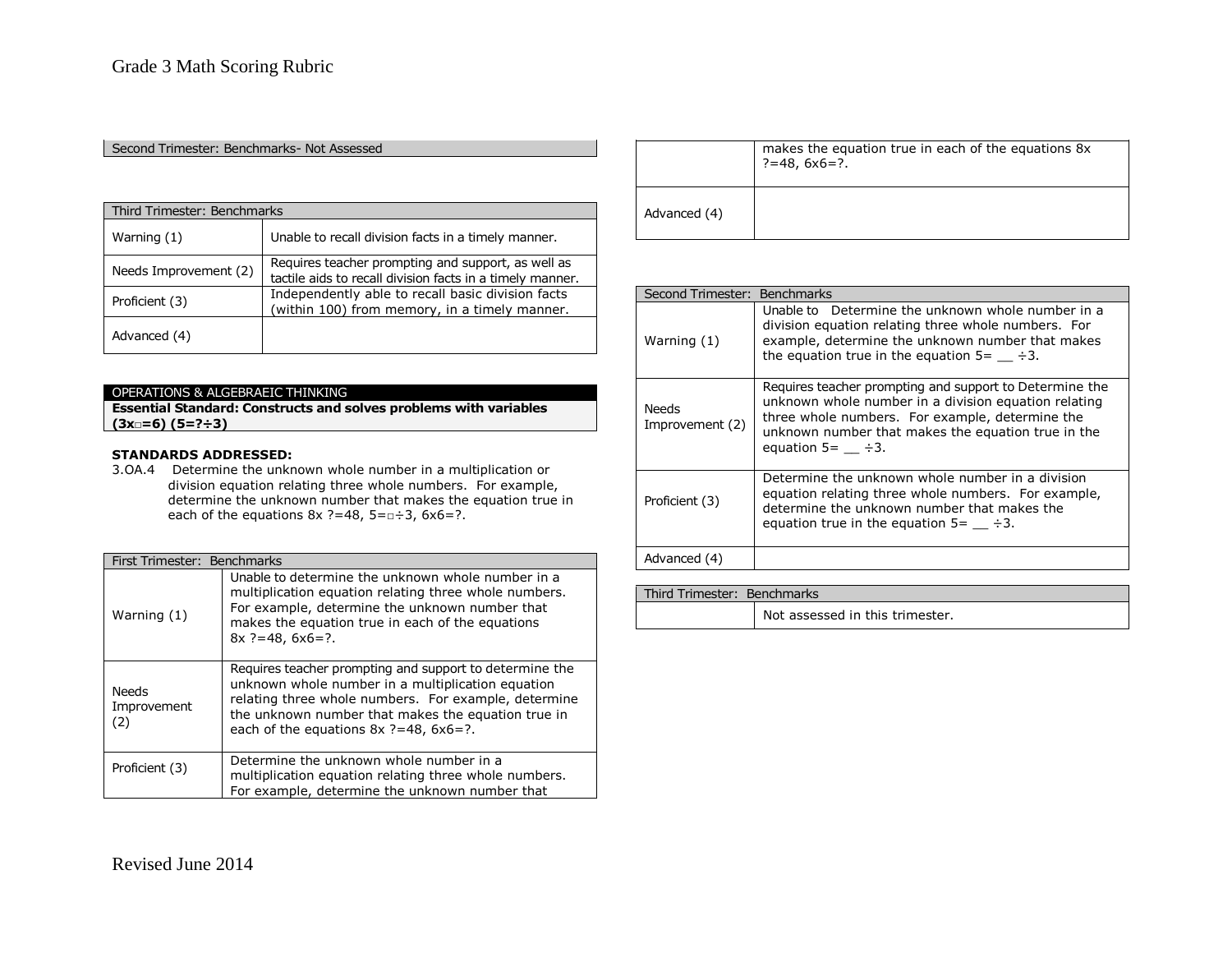| Second Trimester: Benchmarks- Not Assessed |
| --- |

| Third Trimester: Benchmarks | |
| --- | --- |
| Warning (1) | Unable to recall division facts in a timely manner. |
| Needs Improvement (2) | Requires teacher prompting and support, as well as tactile aids to recall division facts in a timely manner. |
| Proficient (3) | Independently able to recall basic division facts (within 100) from memory, in a timely manner. |
| Advanced (4) | |

## OPERATIONS & ALGEBRAEIC THINKING

**Essential Standard: Constructs and solves problems with variables (3x□=6) (5=?÷3)**

**STANDARDS ADDRESSED:**

3.OA.4 Determine the unknown whole number in a multiplication or division equation relating three whole numbers. For example, determine the unknown number that makes the equation true in each of the equations 8x ?=48, 5=□÷3, 6x6=?.

| First Trimester: Benchmarks | |
| --- | --- |
| Warning (1) | Unable to determine the unknown whole number in a multiplication equation relating three whole numbers. For example, determine the unknown number that makes the equation true in each of the equations 8x ?=48, 6x6=?. |
| Needs Improvement (2) | Requires teacher prompting and support to determine the unknown whole number in a multiplication equation relating three whole numbers. For example, determine the unknown number that makes the equation true in each of the equations 8x ?=48, 6x6=?. |
| Proficient (3) | Determine the unknown whole number in a multiplication equation relating three whole numbers. For example, determine the unknown number that makes the equation true in each of the equations 8x ?=48, 6x6=?. |
| Advanced (4) | |

| Second Trimester: Benchmarks | |
| --- | --- |
| Warning (1) | Unable to Determine the unknown whole number in a division equation relating three whole numbers. For example, determine the unknown number that makes the equation true in the equation 5= __ ÷3. |
| Needs Improvement (2) | Requires teacher prompting and support to Determine the unknown whole number in a division equation relating three whole numbers. For example, determine the unknown number that makes the equation true in the equation 5= __ ÷3. |
| Proficient (3) | Determine the unknown whole number in a division equation relating three whole numbers. For example, determine the unknown number that makes the equation true in the equation 5= __ ÷3. |
| Advanced (4) | |

| Third Trimester: Benchmarks | |
| --- | --- |
| | Not assessed in this trimester. |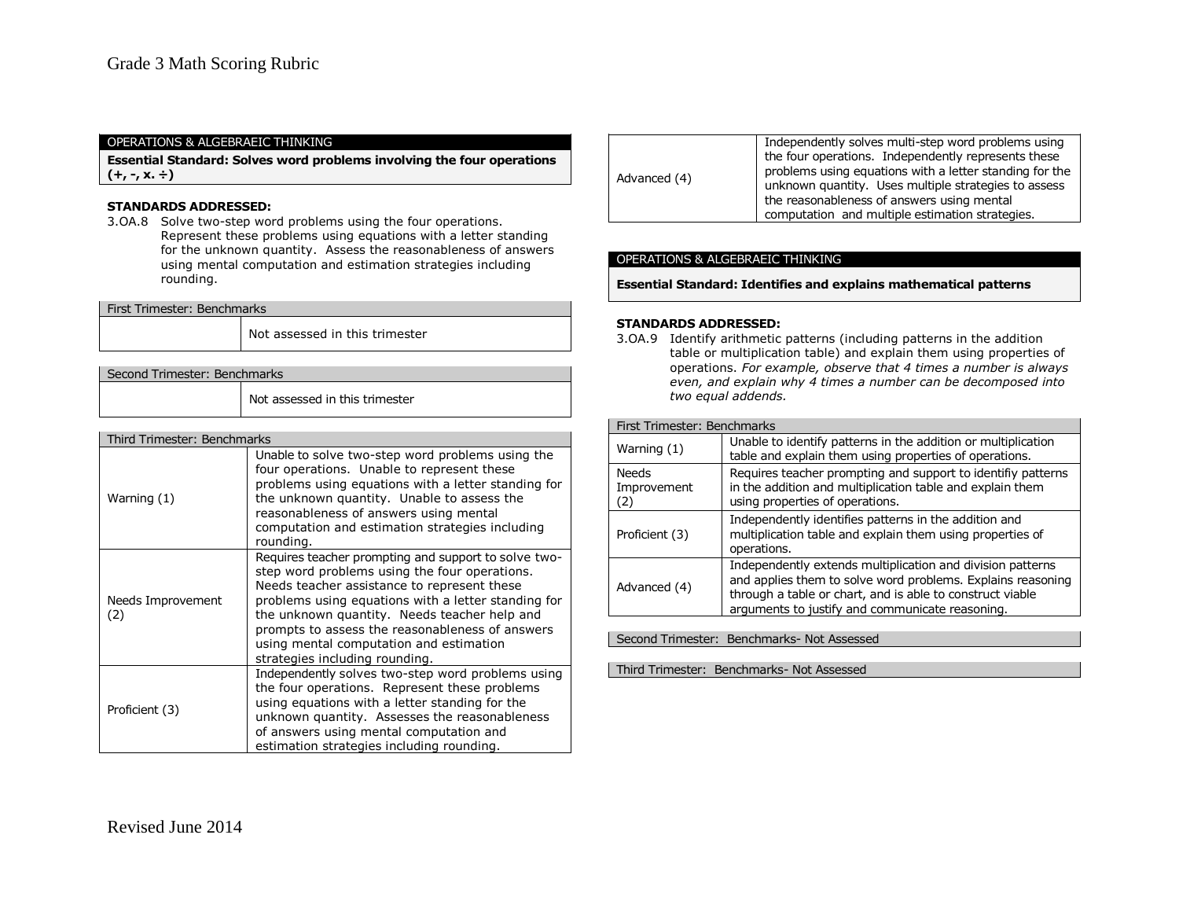OPERATIONS & ALGEBRAEIC THINKING

**Essential Standard: Solves word problems involving the four operations (+, -, x. ÷)**

**STANDARDS ADDRESSED:**

3.OA.8 Solve two-step word problems using the four operations. Represent these problems using equations with a letter standing for the unknown quantity. Assess the reasonableness of answers using mental computation and estimation strategies including rounding.

| First Trimester: Benchmarks | |
|---|---|
| | Not assessed in this trimester |

| Second Trimester: Benchmarks | |
|---|---|
| | Not assessed in this trimester |

| Third Trimester: Benchmarks | |
|---|---|
| Warning (1) | Unable to solve two-step word problems using the four operations. Unable to represent these problems using equations with a letter standing for the unknown quantity. Unable to assess the reasonableness of answers using mental computation and estimation strategies including rounding. |
| Needs Improvement (2) | Requires teacher prompting and support to solve two-step word problems using the four operations. Needs teacher assistance to represent these problems using equations with a letter standing for the unknown quantity. Needs teacher help and prompts to assess the reasonableness of answers using mental computation and estimation strategies including rounding. |
| Proficient (3) | Independently solves two-step word problems using the four operations. Represent these problems using equations with a letter standing for the unknown quantity. Assesses the reasonableness of answers using mental computation and estimation strategies including rounding. |
| Advanced (4) | Independently solves multi-step word problems using the four operations. Independently represents these problems using equations with a letter standing for the unknown quantity. Uses multiple strategies to assess the reasonableness of answers using mental computation and multiple estimation strategies. |

OPERATIONS & ALGEBRAEIC THINKING

**Essential Standard: Identifies and explains mathematical patterns**

**STANDARDS ADDRESSED:**

3.OA.9 Identify arithmetic patterns (including patterns in the addition table or multiplication table) and explain them using properties of operations. *For example, observe that 4 times a number is always even, and explain why 4 times a number can be decomposed into two equal addends.*

| First Trimester: Benchmarks | |
|---|---|
| Warning (1) | Unable to identify patterns in the addition or multiplication table and explain them using properties of operations. |
| Needs Improvement (2) | Requires teacher prompting and support to identifiy patterns in the addition and multiplication table and explain them using properties of operations. |
| Proficient (3) | Independently identifies patterns in the addition and multiplication table and explain them using properties of operations. |
| Advanced (4) | Independently extends multiplication and division patterns and applies them to solve word problems. Explains reasoning through a table or chart, and is able to construct viable arguments to justify and communicate reasoning. |

Second Trimester: Benchmarks- Not Assessed

Third Trimester: Benchmarks- Not Assessed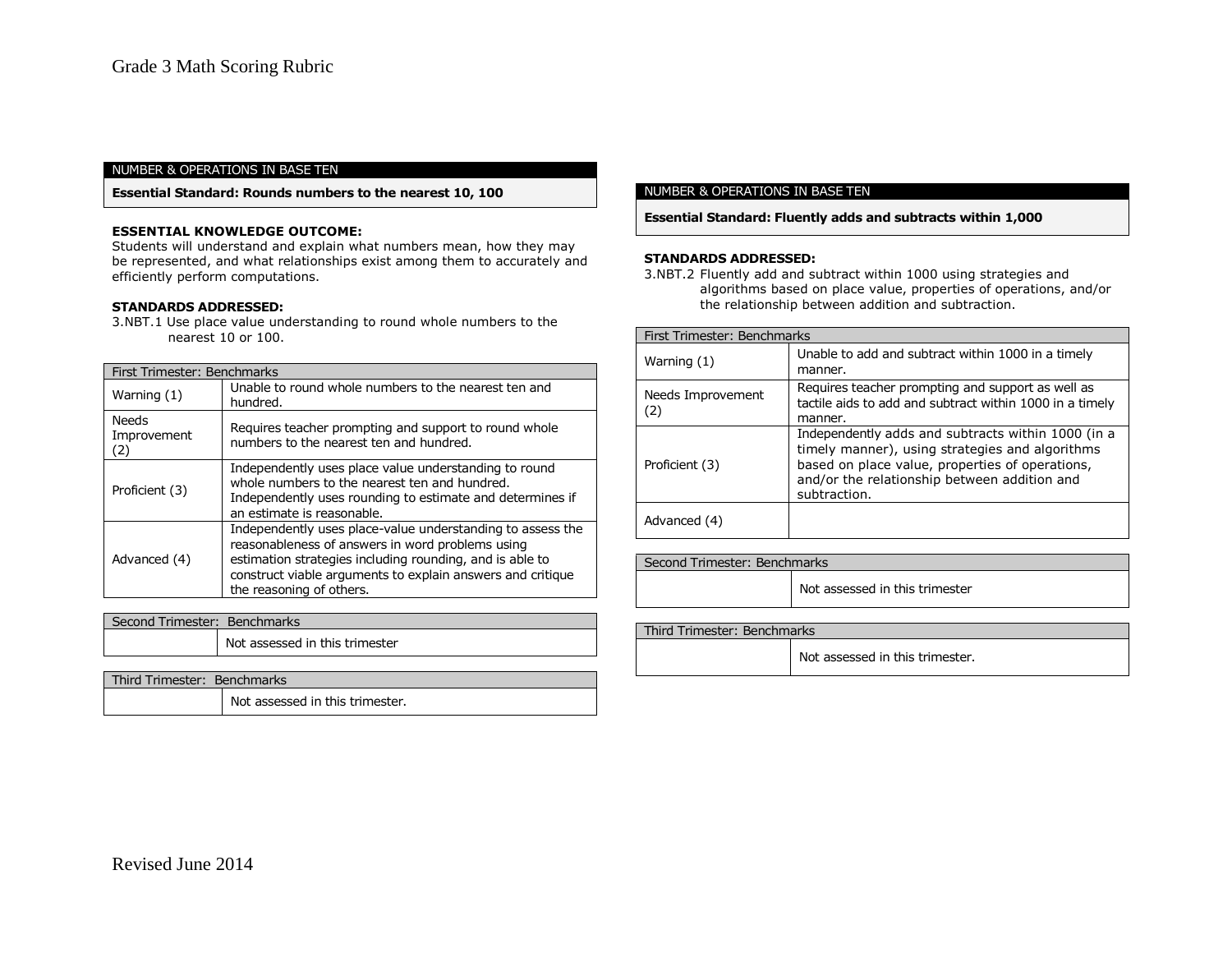# Grade 3 Math Scoring Rubric

| NUMBER & OPERATIONS IN BASE TEN |
| --- |
| **Essential Standard: Rounds numbers to the nearest 10, 100** |

**ESSENTIAL KNOWLEDGE OUTCOME:**
Students will understand and explain what numbers mean, how they may be represented, and what relationships exist among them to accurately and efficiently perform computations.

**STANDARDS ADDRESSED:**
3.NBT.1 Use place value understanding to round whole numbers to the nearest 10 or 100.

| First Trimester: Benchmarks | |
| --- | --- |
| Warning (1) | Unable to round whole numbers to the nearest ten and hundred. |
| Needs Improvement (2) | Requires teacher prompting and support to round whole numbers to the nearest ten and hundred. |
| Proficient (3) | Independently uses place value understanding to round whole numbers to the nearest ten and hundred. Independently uses rounding to estimate and determines if an estimate is reasonable. |
| Advanced (4) | Independently uses place-value understanding to assess the reasonableness of answers in word problems using estimation strategies including rounding, and is able to construct viable arguments to explain answers and critique the reasoning of others. |

| Second Trimester: Benchmarks | |
| --- | --- |
| | Not assessed in this trimester |

| Third Trimester: Benchmarks | |
| --- | --- |
| | Not assessed in this trimester. |

| NUMBER & OPERATIONS IN BASE TEN |
| --- |
| **Essential Standard: Fluently adds and subtracts within 1,000** |

**STANDARDS ADDRESSED:**
3.NBT.2 Fluently add and subtract within 1000 using strategies and algorithms based on place value, properties of operations, and/or the relationship between addition and subtraction.

| First Trimester: Benchmarks | |
| --- | --- |
| Warning (1) | Unable to add and subtract within 1000 in a timely manner. |
| Needs Improvement (2) | Requires teacher prompting and support as well as tactile aids to add and subtract within 1000 in a timely manner. |
| Proficient (3) | Independently adds and subtracts within 1000 (in a timely manner), using strategies and algorithms based on place value, properties of operations, and/or the relationship between addition and subtraction. |
| Advanced (4) | |

| Second Trimester: Benchmarks | |
| --- | --- |
| | Not assessed in this trimester |

| Third Trimester: Benchmarks | |
| --- | --- |
| | Not assessed in this trimester. |

Revised June 2014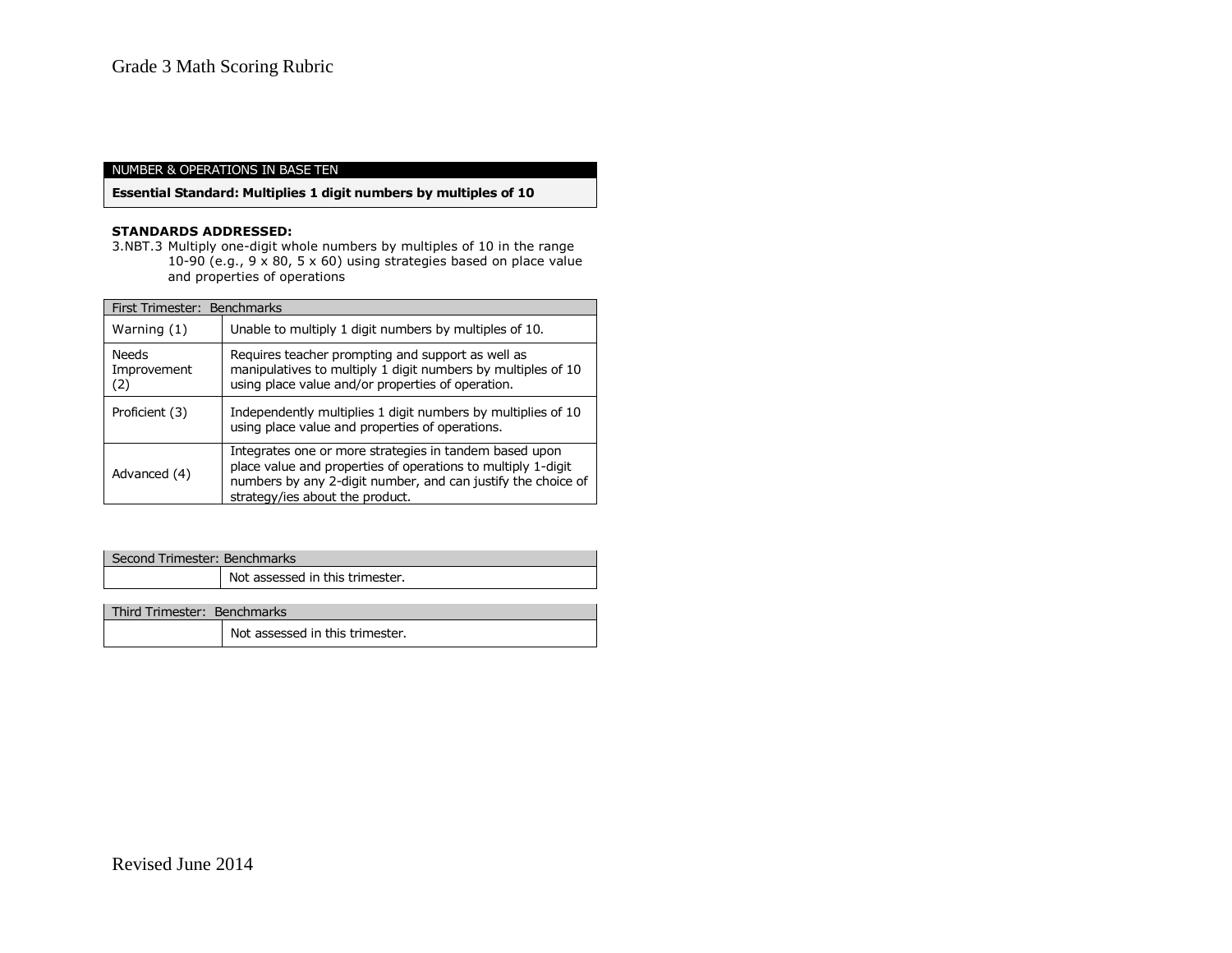NUMBER & OPERATIONS IN BASE TEN

**Essential Standard: Multiplies 1 digit numbers by multiples of 10**

**STANDARDS ADDRESSED:**

3.NBT.3 Multiply one-digit whole numbers by multiples of 10 in the range 10-90 (e.g., 9 x 80, 5 x 60) using strategies based on place value and properties of operations

| First Trimester: Benchmarks | |
|---|---|
| Warning (1) | Unable to multiply 1 digit numbers by multiples of 10. |
| Needs Improvement (2) | Requires teacher prompting and support as well as manipulatives to multiply 1 digit numbers by multiples of 10 using place value and/or properties of operation. |
| Proficient (3) | Independently multiplies 1 digit numbers by multiples of 10 using place value and properties of operations. |
| Advanced (4) | Integrates one or more strategies in tandem based upon place value and properties of operations to multiply 1-digit numbers by any 2-digit number, and can justify the choice of strategy/ies about the product. |

| Second Trimester: Benchmarks | |
|---|---|
| | Not assessed in this trimester. |

| Third Trimester: Benchmarks | |
|---|---|
| | Not assessed in this trimester. |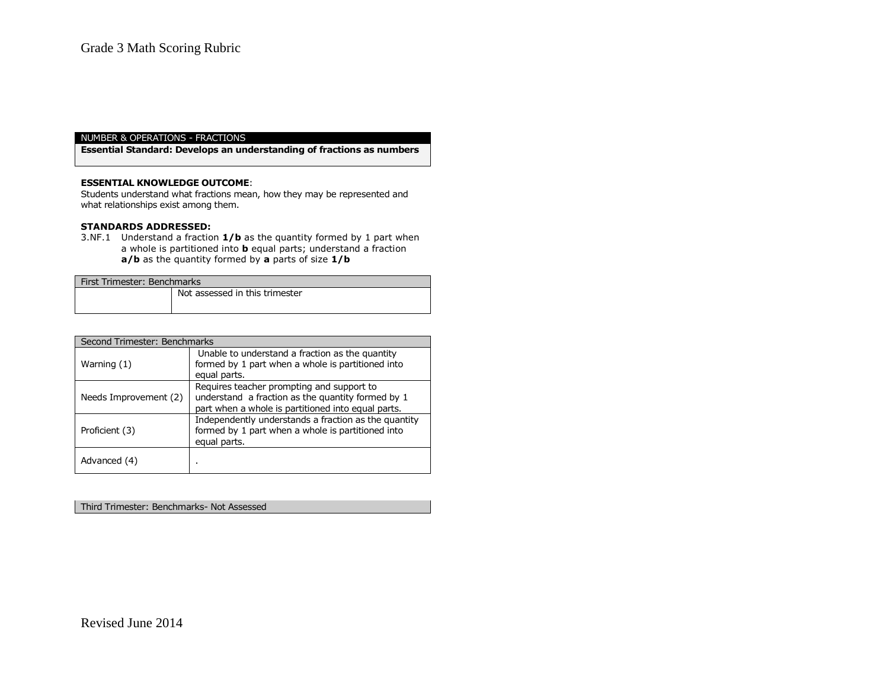# Grade 3 Math Scoring Rubric

| NUMBER & OPERATIONS - FRACTIONS |
|---|
| **Essential Standard: Develops an understanding of fractions as numbers** |

**ESSENTIAL KNOWLEDGE OUTCOME**:
Students understand what fractions mean, how they may be represented and what relationships exist among them.

**STANDARDS ADDRESSED:**
3.NF.1 Understand a fraction **1/b** as the quantity formed by 1 part when a whole is partitioned into **b** equal parts; understand a fraction **a/b** as the quantity formed by **a** parts of size **1/b**

| First Trimester: Benchmarks | |
|---|---|
| | Not assessed in this trimester |

| Second Trimester: Benchmarks | |
|---|---|
| Warning (1) | Unable to understand a fraction as the quantity formed by 1 part when a whole is partitioned into equal parts. |
| Needs Improvement (2) | Requires teacher prompting and support to understand a fraction as the quantity formed by 1 part when a whole is partitioned into equal parts. |
| Proficient (3) | Independently understands a fraction as the quantity formed by 1 part when a whole is partitioned into equal parts. |
| Advanced (4) | . |

| Third Trimester: Benchmarks- Not Assessed |
|---|

Revised June 2014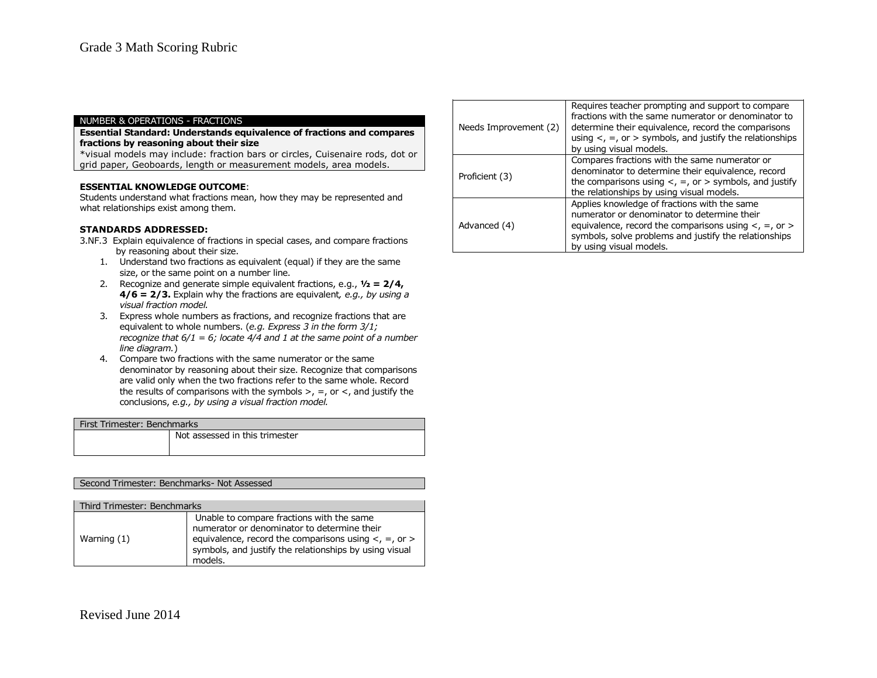NUMBER & OPERATIONS - FRACTIONS

**Essential Standard: Understands equivalence of fractions and compares fractions by reasoning about their size**

*visual models may include: fraction bars or circles, Cuisenaire rods, dot or grid paper, Geoboards, length or measurement models, area models.

**ESSENTIAL KNOWLEDGE OUTCOME**:
Students understand what fractions mean, how they may be represented and what relationships exist among them.

**STANDARDS ADDRESSED:**

3.NF.3 Explain equivalence of fractions in special cases, and compare fractions by reasoning about their size.

1. Understand two fractions as equivalent (equal) if they are the same size, or the same point on a number line.
2. Recognize and generate simple equivalent fractions, e.g., **½ = 2/4, 4/6 = 2/3.** Explain why the fractions are equivalent*, e.g., by using a visual fraction model.*
3. Express whole numbers as fractions, and recognize fractions that are equivalent to whole numbers. (*e.g. Express 3 in the form 3/1; recognize that 6/1 = 6; locate 4/4 and 1 at the same point of a number line diagram.*)
4. Compare two fractions with the same numerator or the same denominator by reasoning about their size. Recognize that comparisons are valid only when the two fractions refer to the same whole. Record the results of comparisons with the symbols >, =, or <, and justify the conclusions, *e.g., by using a visual fraction model.*

| First Trimester: Benchmarks | |
|---|---|
| | Not assessed in this trimester |

Second Trimester: Benchmarks- Not Assessed

| Third Trimester: Benchmarks | |
|---|---|
| Warning (1) | Unable to compare fractions with the same numerator or denominator to determine their equivalence, record the comparisons using <, =, or > symbols, and justify the relationships by using visual models. |
| Needs Improvement (2) | Requires teacher prompting and support to compare fractions with the same numerator or denominator to determine their equivalence, record the comparisons using <, =, or > symbols, and justify the relationships by using visual models. |
| Proficient (3) | Compares fractions with the same numerator or denominator to determine their equivalence, record the comparisons using <, =, or > symbols, and justify the relationships by using visual models. |
| Advanced (4) | Applies knowledge of fractions with the same numerator or denominator to determine their equivalence, record the comparisons using <, =, or > symbols, solve problems and justify the relationships by using visual models. |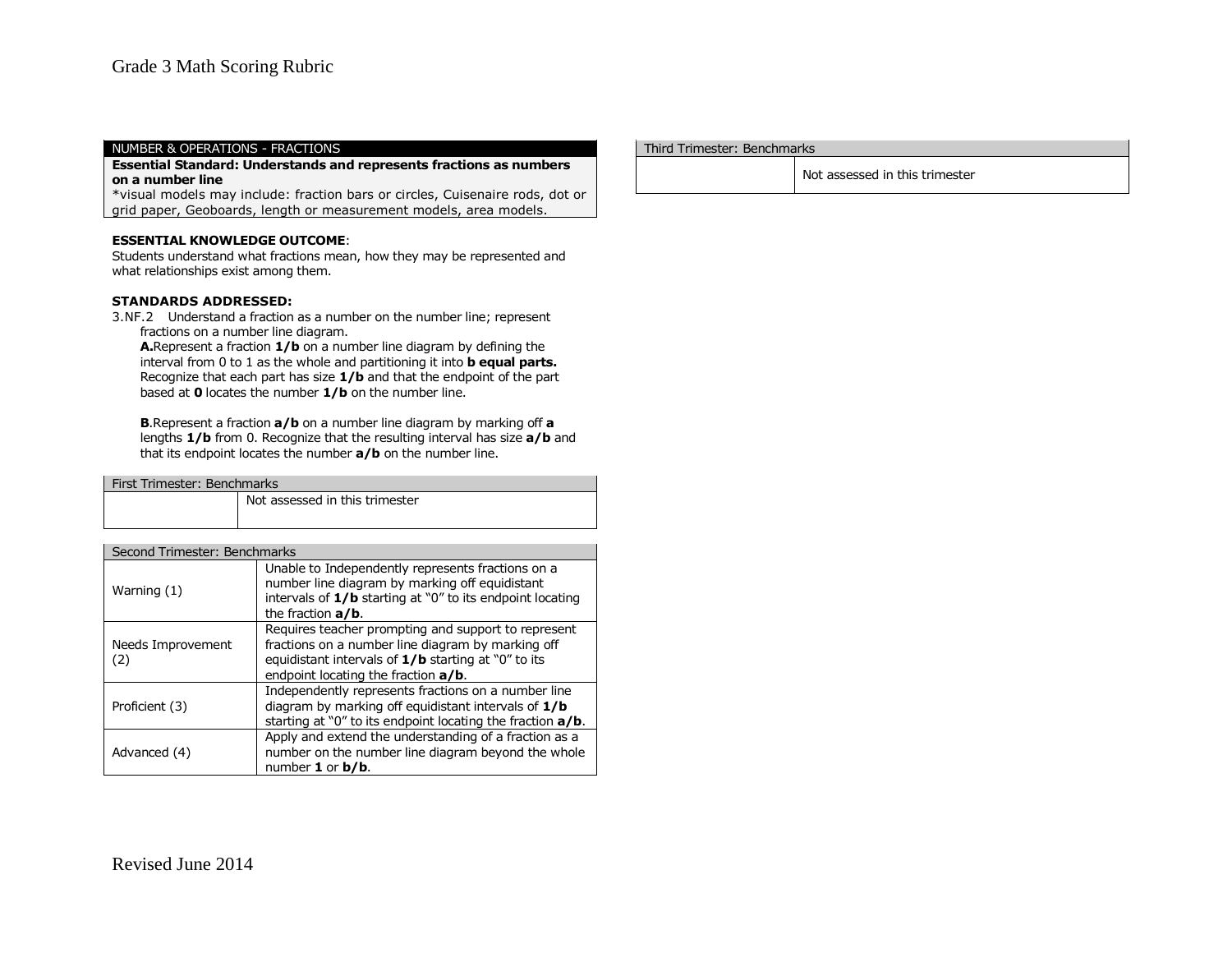| NUMBER & OPERATIONS - FRACTIONS |
| --- |
| **Essential Standard: Understands and represents fractions as numbers on a number line**<br>*visual models may include: fraction bars or circles, Cuisenaire rods, dot or grid paper, Geoboards, length or measurement models, area models. |

**ESSENTIAL KNOWLEDGE OUTCOME**:
Students understand what fractions mean, how they may be represented and what relationships exist among them.

**STANDARDS ADDRESSED:**

3.NF.2 Understand a fraction as a number on the number line; represent fractions on a number line diagram.

**A.**Represent a fraction **1/b** on a number line diagram by defining the interval from 0 to 1 as the whole and partitioning it into **b equal parts.** Recognize that each part has size **1/b** and that the endpoint of the part based at **0** locates the number **1/b** on the number line.

**B**.Represent a fraction **a/b** on a number line diagram by marking off **a** lengths **1/b** from 0. Recognize that the resulting interval has size **a/b** and that its endpoint locates the number **a/b** on the number line.

| First Trimester: Benchmarks | |
| --- | --- |
| | Not assessed in this trimester |

| Second Trimester: Benchmarks | |
| --- | --- |
| Warning (1) | Unable to Independently represents fractions on a number line diagram by marking off equidistant intervals of **1/b** starting at "0" to its endpoint locating the fraction **a/b**. |
| Needs Improvement (2) | Requires teacher prompting and support to represent fractions on a number line diagram by marking off equidistant intervals of **1/b** starting at "0" to its endpoint locating the fraction **a/b**. |
| Proficient (3) | Independently represents fractions on a number line diagram by marking off equidistant intervals of **1/b** starting at "0" to its endpoint locating the fraction **a/b**. |
| Advanced (4) | Apply and extend the understanding of a fraction as a number on the number line diagram beyond the whole number **1** or **b/b**. |

| Third Trimester: Benchmarks | |
| --- | --- |
| | Not assessed in this trimester |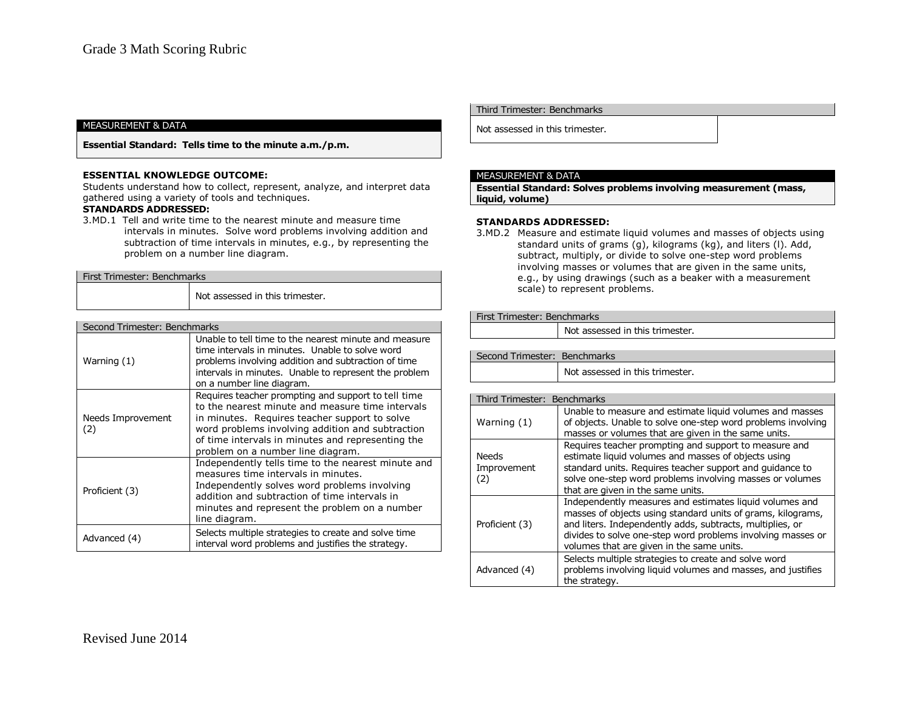MEASUREMENT & DATA

**Essential Standard: Tells time to the minute a.m./p.m.**

**ESSENTIAL KNOWLEDGE OUTCOME:**
Students understand how to collect, represent, analyze, and interpret data gathered using a variety of tools and techniques.

**STANDARDS ADDRESSED:**

3.MD.1 Tell and write time to the nearest minute and measure time intervals in minutes. Solve word problems involving addition and subtraction of time intervals in minutes, e.g., by representing the problem on a number line diagram.

| First Trimester: Benchmarks | |
|---|---|
| | Not assessed in this trimester. |

| Second Trimester: Benchmarks | |
|---|---|
| Warning (1) | Unable to tell time to the nearest minute and measure time intervals in minutes. Unable to solve word problems involving addition and subtraction of time intervals in minutes. Unable to represent the problem on a number line diagram. |
| Needs Improvement (2) | Requires teacher prompting and support to tell time to the nearest minute and measure time intervals in minutes. Requires teacher support to solve word problems involving addition and subtraction of time intervals in minutes and representing the problem on a number line diagram. |
| Proficient (3) | Independently tells time to the nearest minute and measures time intervals in minutes. Independently solves word problems involving addition and subtraction of time intervals in minutes and represent the problem on a number line diagram. |
| Advanced (4) | Selects multiple strategies to create and solve time interval word problems and justifies the strategy. |

| Third Trimester: Benchmarks |
|---|
| Not assessed in this trimester. |

MEASUREMENT & DATA

**Essential Standard: Solves problems involving measurement (mass, liquid, volume)**

**STANDARDS ADDRESSED:**

3.MD.2 Measure and estimate liquid volumes and masses of objects using standard units of grams (g), kilograms (kg), and liters (l). Add, subtract, multiply, or divide to solve one-step word problems involving masses or volumes that are given in the same units, e.g., by using drawings (such as a beaker with a measurement scale) to represent problems.

| First Trimester: Benchmarks | |
|---|---|
| | Not assessed in this trimester. |

| Second Trimester: Benchmarks | |
|---|---|
| | Not assessed in this trimester. |

| Third Trimester: Benchmarks | |
|---|---|
| Warning (1) | Unable to measure and estimate liquid volumes and masses of objects. Unable to solve one-step word problems involving masses or volumes that are given in the same units. |
| Needs Improvement (2) | Requires teacher prompting and support to measure and estimate liquid volumes and masses of objects using standard units. Requires teacher support and guidance to solve one-step word problems involving masses or volumes that are given in the same units. |
| Proficient (3) | Independently measures and estimates liquid volumes and masses of objects using standard units of grams, kilograms, and liters. Independently adds, subtracts, multiplies, or divides to solve one-step word problems involving masses or volumes that are given in the same units. |
| Advanced (4) | Selects multiple strategies to create and solve word problems involving liquid volumes and masses, and justifies the strategy. |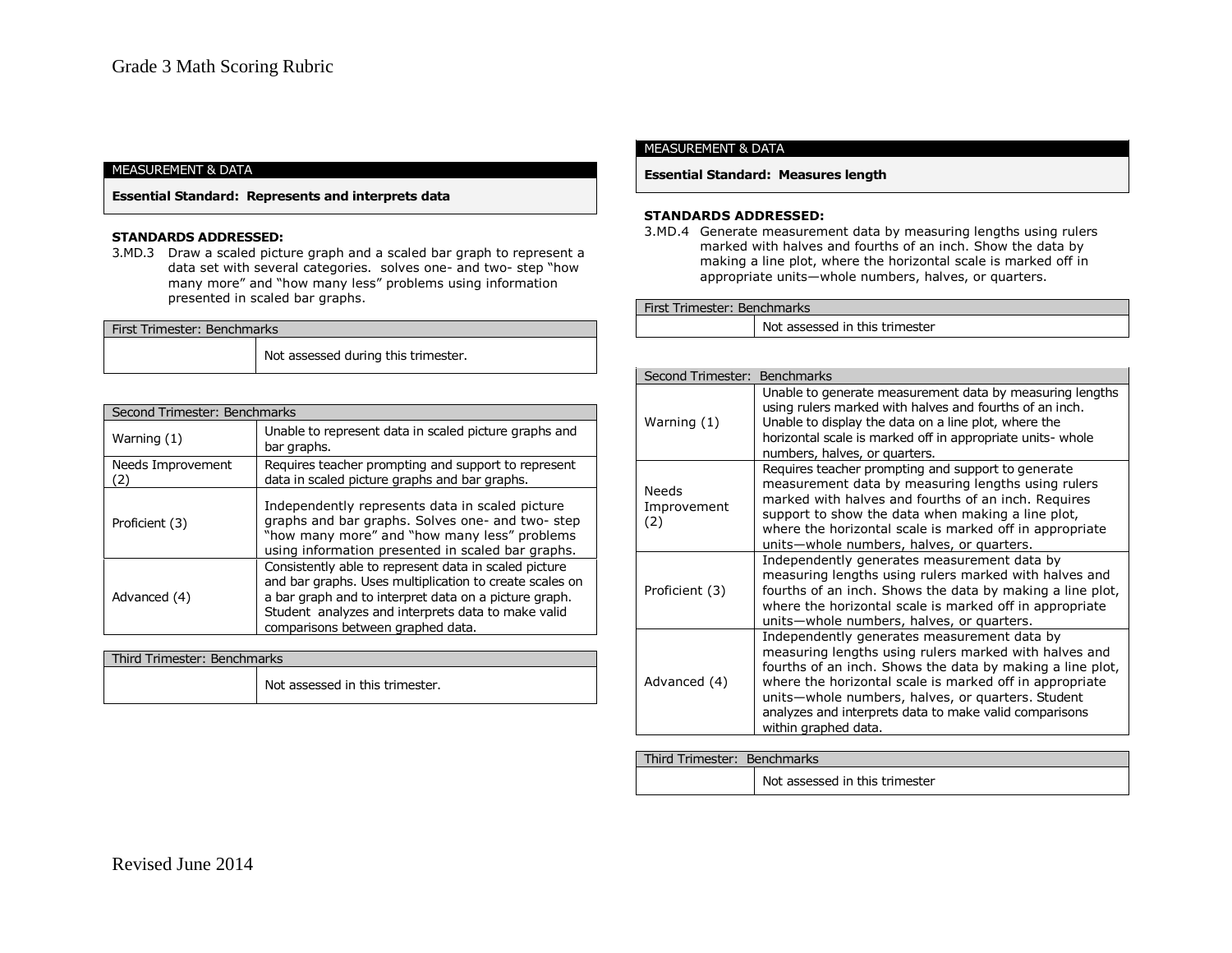# Grade 3 Math Scoring Rubric

| MEASUREMENT & DATA |
|---|
| **Essential Standard: Represents and interprets data** |

**STANDARDS ADDRESSED:**

3.MD.3 Draw a scaled picture graph and a scaled bar graph to represent a data set with several categories. solves one- and two- step "how many more" and "how many less" problems using information presented in scaled bar graphs.

| First Trimester: Benchmarks | |
|---|---|
| | Not assessed during this trimester. |

| Second Trimester: Benchmarks | |
|---|---|
| Warning (1) | Unable to represent data in scaled picture graphs and bar graphs. |
| Needs Improvement (2) | Requires teacher prompting and support to represent data in scaled picture graphs and bar graphs. |
| Proficient (3) | Independently represents data in scaled picture graphs and bar graphs. Solves one- and two- step "how many more" and "how many less" problems using information presented in scaled bar graphs. |
| Advanced (4) | Consistently able to represent data in scaled picture and bar graphs. Uses multiplication to create scales on a bar graph and to interpret data on a picture graph. Student analyzes and interprets data to make valid comparisons between graphed data. |

| Third Trimester: Benchmarks | |
|---|---|
| | Not assessed in this trimester. |

| MEASUREMENT & DATA |
|---|
| **Essential Standard: Measures length** |

**STANDARDS ADDRESSED:**

3.MD.4 Generate measurement data by measuring lengths using rulers marked with halves and fourths of an inch. Show the data by making a line plot, where the horizontal scale is marked off in appropriate units—whole numbers, halves, or quarters.

| First Trimester: Benchmarks | |
|---|---|
| | Not assessed in this trimester |

| Second Trimester: Benchmarks | |
|---|---|
| Warning (1) | Unable to generate measurement data by measuring lengths using rulers marked with halves and fourths of an inch. Unable to display the data on a line plot, where the horizontal scale is marked off in appropriate units- whole numbers, halves, or quarters. |
| Needs Improvement (2) | Requires teacher prompting and support to generate measurement data by measuring lengths using rulers marked with halves and fourths of an inch. Requires support to show the data when making a line plot, where the horizontal scale is marked off in appropriate units—whole numbers, halves, or quarters. |
| Proficient (3) | Independently generates measurement data by measuring lengths using rulers marked with halves and fourths of an inch. Shows the data by making a line plot, where the horizontal scale is marked off in appropriate units—whole numbers, halves, or quarters. |
| Advanced (4) | Independently generates measurement data by measuring lengths using rulers marked with halves and fourths of an inch. Shows the data by making a line plot, where the horizontal scale is marked off in appropriate units—whole numbers, halves, or quarters. Student analyzes and interprets data to make valid comparisons within graphed data. |

| Third Trimester: Benchmarks | |
|---|---|
| | Not assessed in this trimester |

Revised June 2014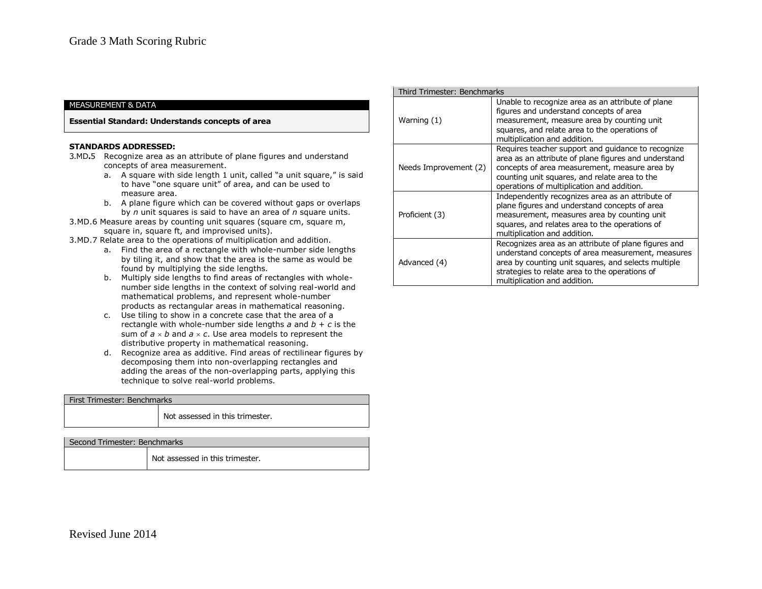MEASUREMENT & DATA

**Essential Standard: Understands concepts of area**

**STANDARDS ADDRESSED:**

3.MD**.**5 Recognize area as an attribute of plane figures and understand concepts of area measurement.

- a. A square with side length 1 unit, called "a unit square," is said to have "one square unit" of area, and can be used to measure area.
- b. A plane figure which can be covered without gaps or overlaps by *n* unit squares is said to have an area of *n* square units.

3.MD.6 Measure areas by counting unit squares (square cm, square m, square in, square ft, and improvised units).

3.MD.7 Relate area to the operations of multiplication and addition.

- a. Find the area of a rectangle with whole-number side lengths by tiling it, and show that the area is the same as would be found by multiplying the side lengths.
- b. Multiply side lengths to find areas of rectangles with whole-number side lengths in the context of solving real-world and mathematical problems, and represent whole-number products as rectangular areas in mathematical reasoning.
- c. Use tiling to show in a concrete case that the area of a rectangle with whole-number side lengths $a$ and $b + c$ is the sum of $a \times b$ and $a \times c$. Use area models to represent the distributive property in mathematical reasoning.
- d. Recognize area as additive. Find areas of rectilinear figures by decomposing them into non-overlapping rectangles and adding the areas of the non-overlapping parts, applying this technique to solve real-world problems.

| First Trimester: Benchmarks | |
|---|---|
| | Not assessed in this trimester. |

| Second Trimester: Benchmarks | |
|---|---|
| | Not assessed in this trimester. |

| Third Trimester: Benchmarks | |
|---|---|
| Warning (1) | Unable to recognize area as an attribute of plane figures and understand concepts of area measurement, measure area by counting unit squares, and relate area to the operations of multiplication and addition. |
| Needs Improvement (2) | Requires teacher support and guidance to recognize area as an attribute of plane figures and understand concepts of area measurement, measure area by counting unit squares, and relate area to the operations of multiplication and addition. |
| Proficient (3) | Independently recognizes area as an attribute of plane figures and understand concepts of area measurement, measures area by counting unit squares, and relates area to the operations of multiplication and addition. |
| Advanced (4) | Recognizes area as an attribute of plane figures and understand concepts of area measurement, measures area by counting unit squares, and selects multiple strategies to relate area to the operations of multiplication and addition. |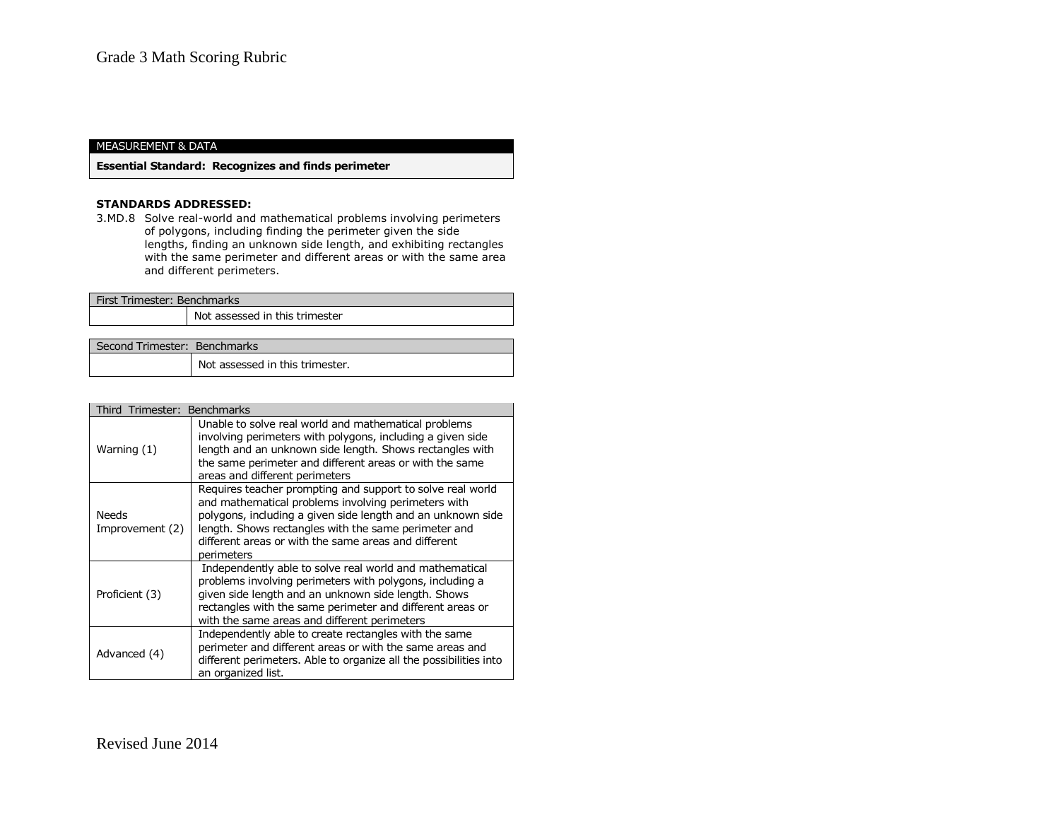Grade 3 Math Scoring Rubric

| MEASUREMENT & DATA |
|---|
| **Essential Standard: Recognizes and finds perimeter** |

**STANDARDS ADDRESSED:**

3.MD.8 Solve real-world and mathematical problems involving perimeters of polygons, including finding the perimeter given the side lengths, finding an unknown side length, and exhibiting rectangles with the same perimeter and different areas or with the same area and different perimeters.

| First Trimester: Benchmarks | |
|---|---|
| | Not assessed in this trimester |

| Second Trimester: Benchmarks | |
|---|---|
| | Not assessed in this trimester. |

| Third Trimester: Benchmarks | |
|---|---|
| Warning (1) | Unable to solve real world and mathematical problems involving perimeters with polygons, including a given side length and an unknown side length. Shows rectangles with the same perimeter and different areas or with the same areas and different perimeters |
| Needs Improvement (2) | Requires teacher prompting and support to solve real world and mathematical problems involving perimeters with polygons, including a given side length and an unknown side length. Shows rectangles with the same perimeter and different areas or with the same areas and different perimeters |
| Proficient (3) | Independently able to solve real world and mathematical problems involving perimeters with polygons, including a given side length and an unknown side length. Shows rectangles with the same perimeter and different areas or with the same areas and different perimeters |
| Advanced (4) | Independently able to create rectangles with the same perimeter and different areas or with the same areas and different perimeters. Able to organize all the possibilities into an organized list. |

Revised June 2014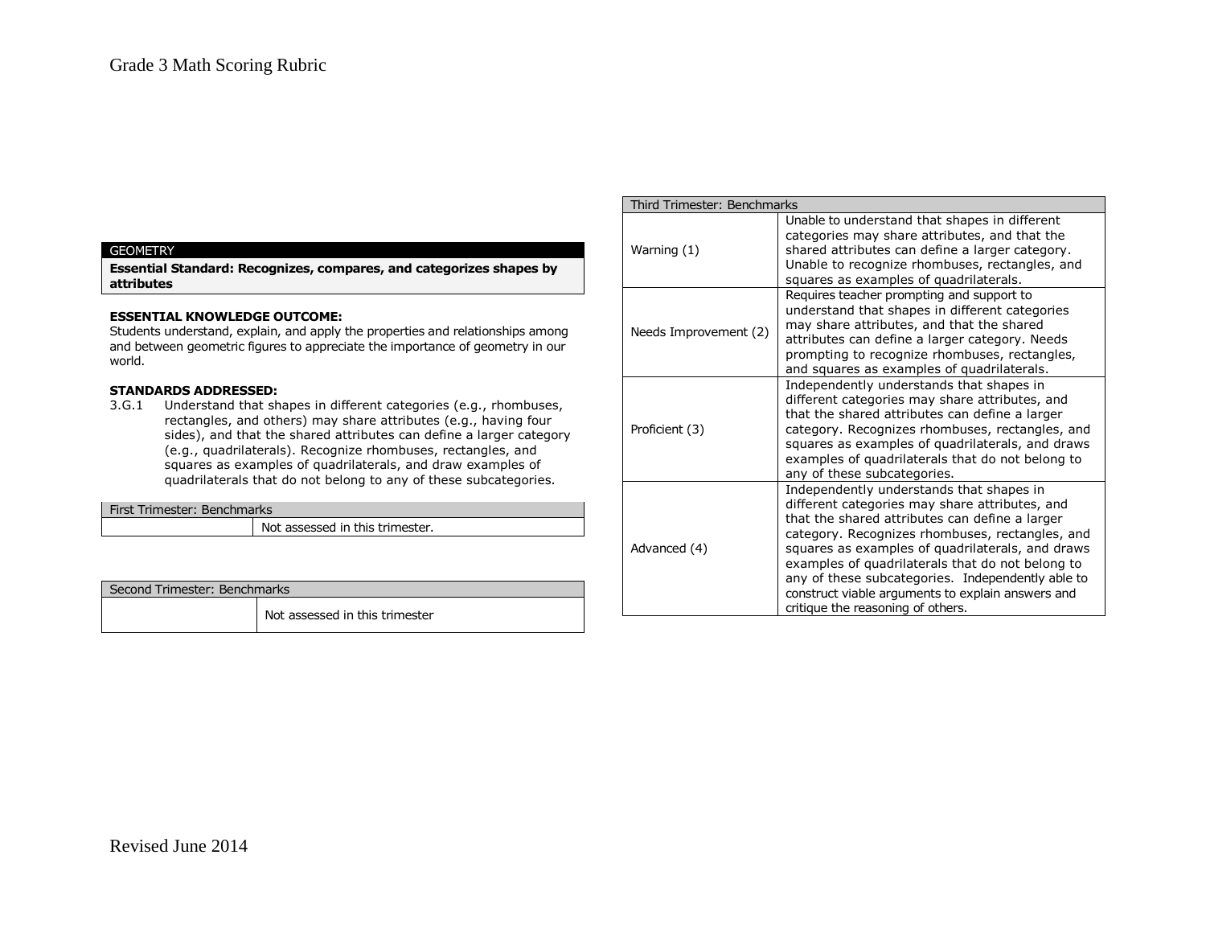## GEOMETRY

**Essential Standard: Recognizes, compares, and categorizes shapes by attributes**

**ESSENTIAL KNOWLEDGE OUTCOME:**
Students understand, explain, and apply the properties and relationships among and between geometric figures to appreciate the importance of geometry in our world.

**STANDARDS ADDRESSED:**
3.G.1 Understand that shapes in different categories (e.g., rhombuses, rectangles, and others) may share attributes (e.g., having four sides), and that the shared attributes can define a larger category (e.g., quadrilaterals). Recognize rhombuses, rectangles, and squares as examples of quadrilaterals, and draw examples of quadrilaterals that do not belong to any of these subcategories.

| First Trimester: Benchmarks | |
|---|---|
| | Not assessed in this trimester. |

| Second Trimester: Benchmarks | |
|---|---|
| | Not assessed in this trimester |

| Third Trimester: Benchmarks | |
|---|---|
| Warning (1) | Unable to understand that shapes in different categories may share attributes, and that the shared attributes can define a larger category. Unable to recognize rhombuses, rectangles, and squares as examples of quadrilaterals. |
| Needs Improvement (2) | Requires teacher prompting and support to understand that shapes in different categories may share attributes, and that the shared attributes can define a larger category. Needs prompting to recognize rhombuses, rectangles, and squares as examples of quadrilaterals. |
| Proficient (3) | Independently understands that shapes in different categories may share attributes, and that the shared attributes can define a larger category. Recognizes rhombuses, rectangles, and squares as examples of quadrilaterals, and draws examples of quadrilaterals that do not belong to any of these subcategories. |
| Advanced (4) | Independently understands that shapes in different categories may share attributes, and that the shared attributes can define a larger category. Recognizes rhombuses, rectangles, and squares as examples of quadrilaterals, and draws examples of quadrilaterals that do not belong to any of these subcategories. Independently able to construct viable arguments to explain answers and critique the reasoning of others. |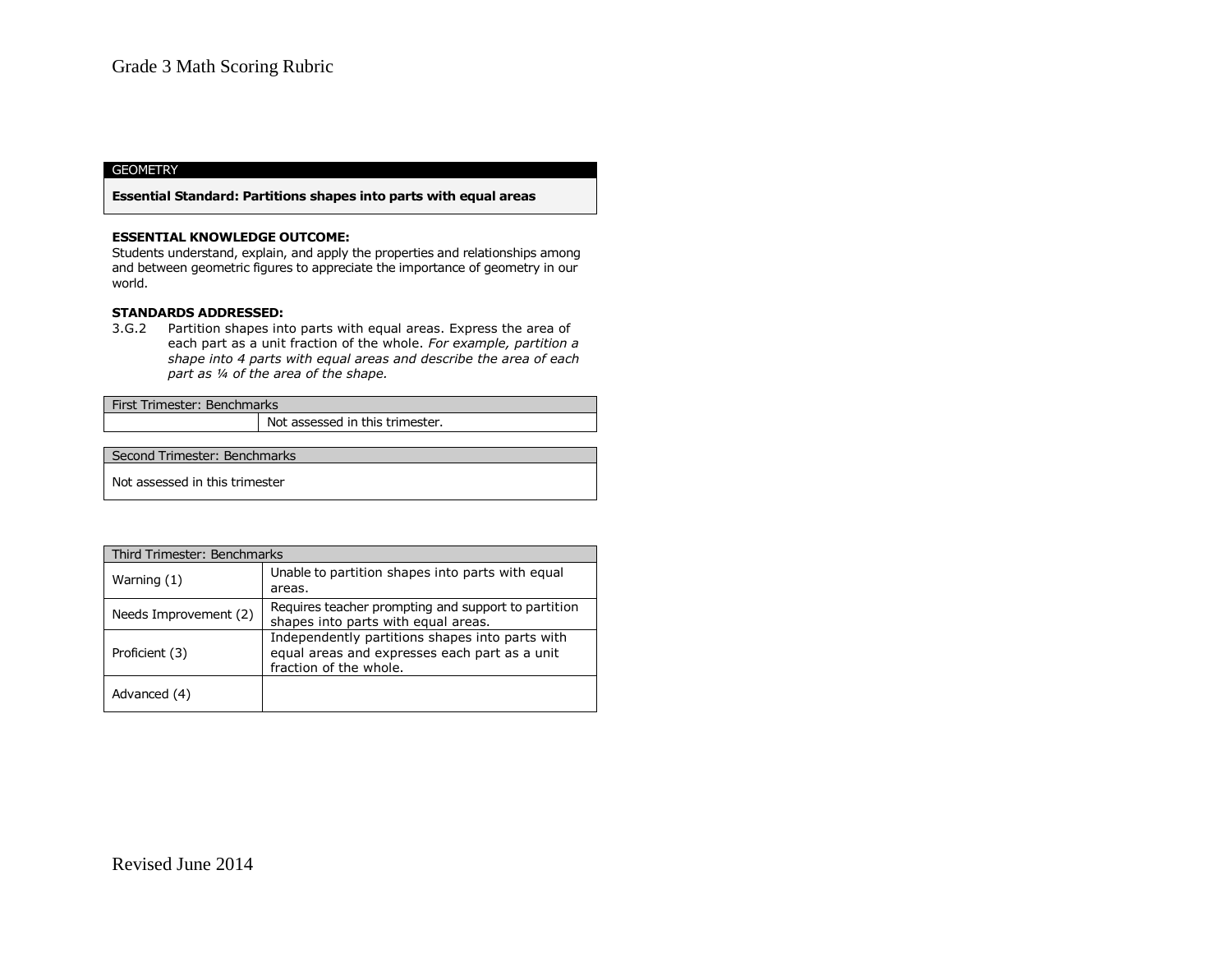Grade 3 Math Scoring Rubric

| GEOMETRY |
| --- |
| **Essential Standard: Partitions shapes into parts with equal areas** |

**ESSENTIAL KNOWLEDGE OUTCOME:**
Students understand, explain, and apply the properties and relationships among and between geometric figures to appreciate the importance of geometry in our world.

**STANDARDS ADDRESSED:**
3.G.2 Partition shapes into parts with equal areas. Express the area of each part as a unit fraction of the whole. *For example, partition a shape into 4 parts with equal areas and describe the area of each part as ¼ of the area of the shape.*

| First Trimester: Benchmarks | |
| --- | --- |
| | Not assessed in this trimester. |

| Second Trimester: Benchmarks |
| --- |
| Not assessed in this trimester |

| Third Trimester: Benchmarks | |
| --- | --- |
| Warning (1) | Unable to partition shapes into parts with equal areas. |
| Needs Improvement (2) | Requires teacher prompting and support to partition shapes into parts with equal areas. |
| Proficient (3) | Independently partitions shapes into parts with equal areas and expresses each part as a unit fraction of the whole. |
| Advanced (4) | |

Revised June 2014